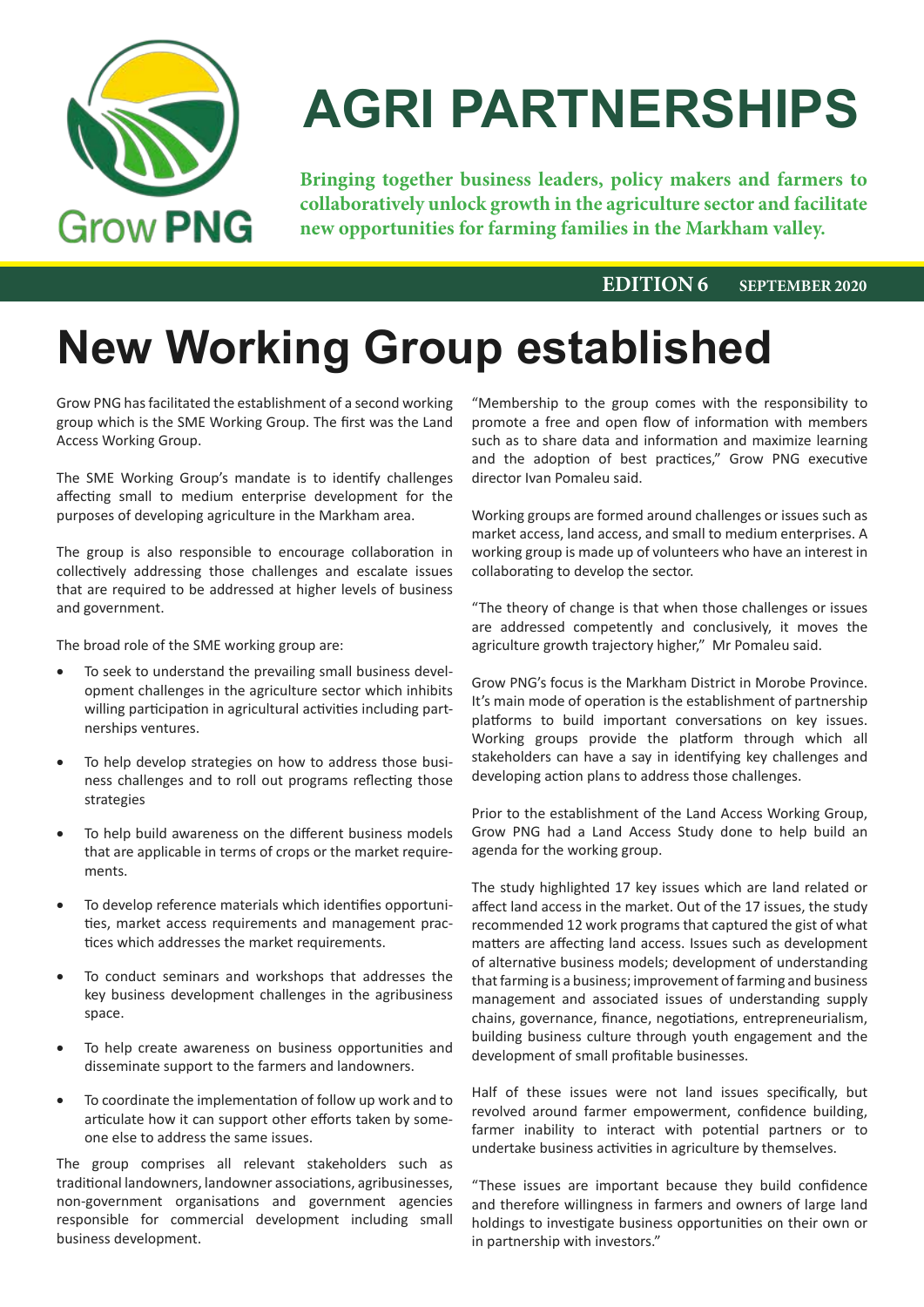Grow PNG

# AGRI PARTNERSHIPS

**Bringing together business leaders, policy makers and farmers to collaboratively unlock growth in the agriculture sector and facilitate new opportunities for farming families in the Markham valley.**

**EDITION 6 SEPTEMBER 2020**

# New Working Group established

Grow PNG has facilitated the establishment of a second working group which is the SME Working Group. The first was the Land Access Working Group.

The SME Working Group's mandate is to identify challenges affecting small to medium enterprise development for the purposes of developing agriculture in the Markham area.

The group is also responsible to encourage collaboration in collectively addressing those challenges and escalate issues that are required to be addressed at higher levels of business and government.

The broad role of the SME working group are:

- To seek to understand the prevailing small business development challenges in the agriculture sector which inhibits willing participation in agricultural activities including partnerships ventures.
- To help develop strategies on how to address those business challenges and to roll out programs reflecting those strategies
- To help build awareness on the different business models that are applicable in terms of crops or the market requirements.
- To develop reference materials which identifies opportunities, market access requirements and management practices which addresses the market requirements.
- To conduct seminars and workshops that addresses the key business development challenges in the agribusiness space.
- To help create awareness on business opportunities and disseminate support to the farmers and landowners.
- To coordinate the implementation of follow up work and to articulate how it can support other efforts taken by someone else to address the same issues.

The group comprises all relevant stakeholders such as traditional landowners, landowner associations, agribusinesses, non-government organisations and government agencies responsible for commercial development including small business development.

"Membership to the group comes with the responsibility to promote a free and open flow of information with members such as to share data and information and maximize learning and the adoption of best practices," Grow PNG executive director Ivan Pomaleu said.

Working groups are formed around challenges or issues such as market access, land access, and small to medium enterprises. A working group is made up of volunteers who have an interest in collaborating to develop the sector.

"The theory of change is that when those challenges or issues are addressed competently and conclusively, it moves the agriculture growth trajectory higher," Mr Pomaleu said.

Grow PNG's focus is the Markham District in Morobe Province. It's main mode of operation is the establishment of partnership platforms to build important conversations on key issues. Working groups provide the platform through which all stakeholders can have a say in identifying key challenges and developing action plans to address those challenges.

Prior to the establishment of the Land Access Working Group, Grow PNG had a Land Access Study done to help build an agenda for the working group.

The study highlighted 17 key issues which are land related or affect land access in the market. Out of the 17 issues, the study recommended 12 work programs that captured the gist of what matters are affecting land access. Issues such as development of alternative business models; development of understanding that farming is a business; improvement of farming and business management and associated issues of understanding supply chains, governance, finance, negotiations, entrepreneurialism, building business culture through youth engagement and the development of small profitable businesses.

Half of these issues were not land issues specifically, but revolved around farmer empowerment, confidence building, farmer inability to interact with potential partners or to undertake business activities in agriculture by themselves.

"These issues are important because they build confidence and therefore willingness in farmers and owners of large land holdings to investigate business opportunities on their own or in partnership with investors."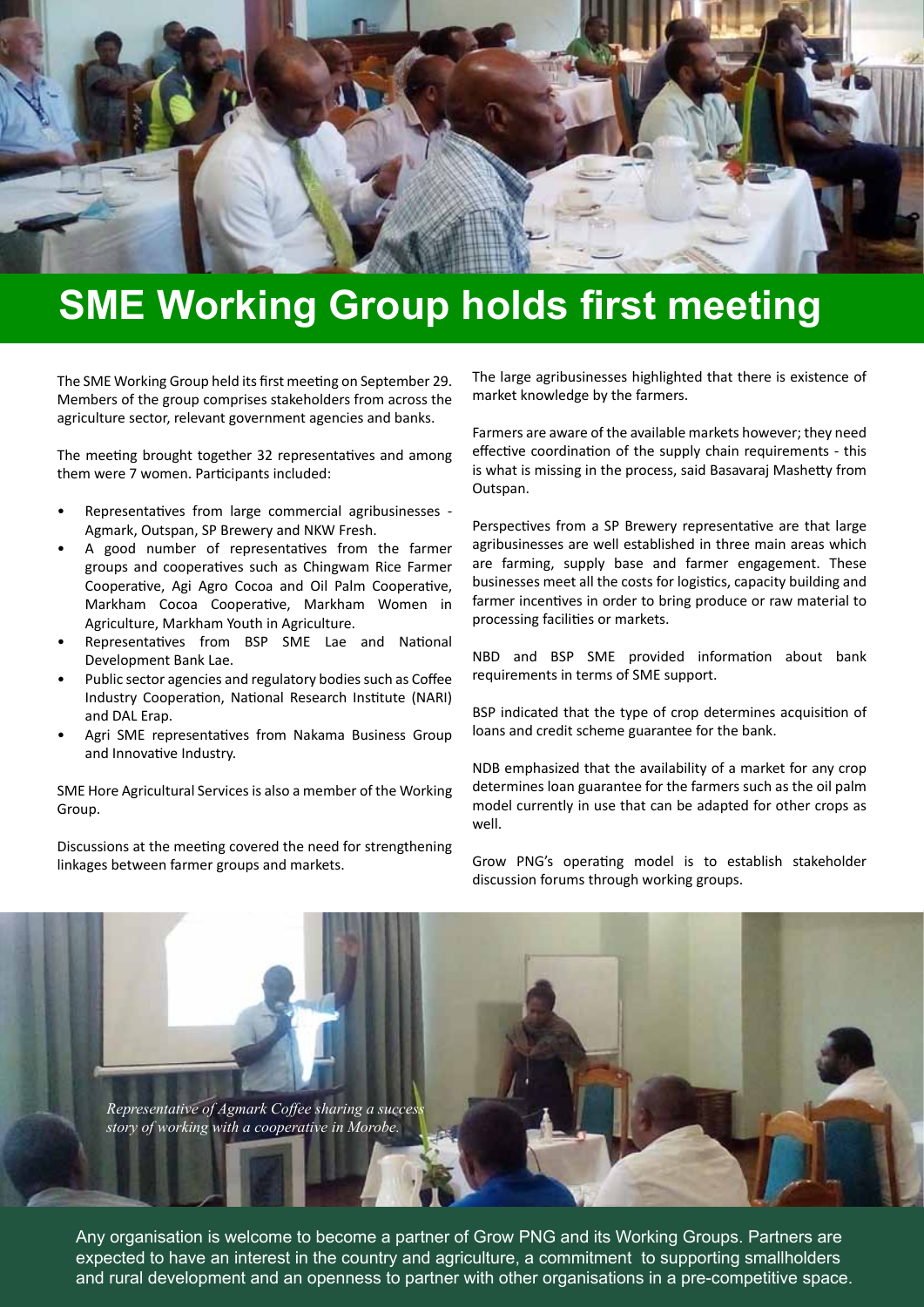# SME Working Group holds first meeting

The SME Working Group held its first meeting on September 29. Members of the group comprises stakeholders from across the agriculture sector, relevant government agencies and banks.

The meeting brought together 32 representatives and among them were 7 women. Participants included:

- Representatives from large commercial agribusinesses - Agmark, Outspan, SP Brewery and NKW Fresh.
- A good number of representatives from the farmer groups and cooperatives such as Chingwam Rice Farmer Cooperative, Agi Agro Cocoa and Oil Palm Cooperative, Markham Cocoa Cooperative, Markham Women in Agriculture, Markham Youth in Agriculture.
- Representatives from BSP SME Lae and National Development Bank Lae.
- Public sector agencies and regulatory bodies such as Coffee Industry Cooperation, National Research Institute (NARI) and DAL Erap.
- Agri SME representatives from Nakama Business Group and Innovative Industry.

SME Hore Agricultural Services is also a member of the Working Group.

Discussions at the meeting covered the need for strengthening linkages between farmer groups and markets.

The large agribusinesses highlighted that there is existence of market knowledge by the farmers.

Farmers are aware of the available markets however; they need effective coordination of the supply chain requirements - this is what is missing in the process, said Basavaraj Mashetty from Outspan.

Perspectives from a SP Brewery representative are that large agribusinesses are well established in three main areas which are farming, supply base and farmer engagement. These businesses meet all the costs for logistics, capacity building and farmer incentives in order to bring produce or raw material to processing facilities or markets.

NBD and BSP SME provided information about bank requirements in terms of SME support.

BSP indicated that the type of crop determines acquisition of loans and credit scheme guarantee for the bank.

NDB emphasized that the availability of a market for any crop determines loan guarantee for the farmers such as the oil palm model currently in use that can be adapted for other crops as well.

Grow PNG's operating model is to establish stakeholder discussion forums through working groups.

*Representative of Agmark Coffee sharing a success story of working with a cooperative in Morobe.*

Any organisation is welcome to become a partner of Grow PNG and its Working Groups. Partners are expected to have an interest in the country and agriculture, a commitment to supporting smallholders and rural development and an openness to partner with other organisations in a pre-competitive space.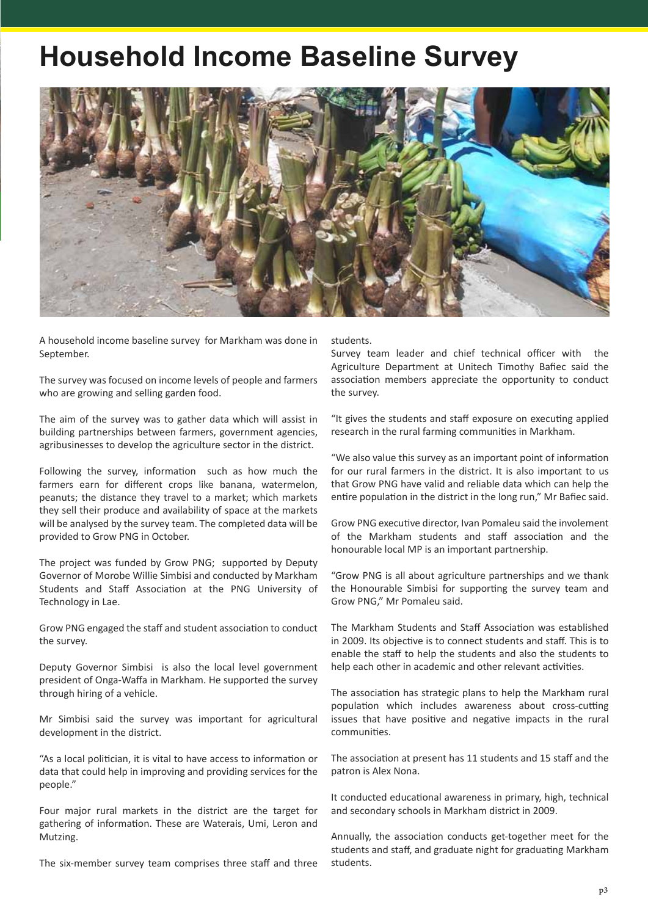# Household Income Baseline Survey

A household income baseline survey for Markham was done in September.

The survey was focused on income levels of people and farmers who are growing and selling garden food.

The aim of the survey was to gather data which will assist in building partnerships between farmers, government agencies, agribusinesses to develop the agriculture sector in the district.

Following the survey, information such as how much the farmers earn for different crops like banana, watermelon, peanuts; the distance they travel to a market; which markets they sell their produce and availability of space at the markets will be analysed by the survey team. The completed data will be provided to Grow PNG in October.

The project was funded by Grow PNG; supported by Deputy Governor of Morobe Willie Simbisi and conducted by Markham Students and Staff Association at the PNG University of Technology in Lae.

Grow PNG engaged the staff and student association to conduct the survey.

Deputy Governor Simbisi is also the local level government president of Onga-Waffa in Markham. He supported the survey through hiring of a vehicle.

Mr Simbisi said the survey was important for agricultural development in the district.

"As a local politician, it is vital to have access to information or data that could help in improving and providing services for the people."

Four major rural markets in the district are the target for gathering of information. These are Waterais, Umi, Leron and Mutzing.

The six-member survey team comprises three staff and three students.

Survey team leader and chief technical officer with the Agriculture Department at Unitech Timothy Bafiec said the association members appreciate the opportunity to conduct the survey.

"It gives the students and staff exposure on executing applied research in the rural farming communities in Markham.

"We also value this survey as an important point of information for our rural farmers in the district. It is also important to us that Grow PNG have valid and reliable data which can help the entire population in the district in the long run," Mr Bafiec said.

Grow PNG executive director, Ivan Pomaleu said the involement of the Markham students and staff association and the honourable local MP is an important partnership.

"Grow PNG is all about agriculture partnerships and we thank the Honourable Simbisi for supporting the survey team and Grow PNG," Mr Pomaleu said.

The Markham Students and Staff Association was established in 2009. Its objective is to connect students and staff. This is to enable the staff to help the students and also the students to help each other in academic and other relevant activities.

The association has strategic plans to help the Markham rural population which includes awareness about cross-cutting issues that have positive and negative impacts in the rural communities.

The association at present has 11 students and 15 staff and the patron is Alex Nona.

It conducted educational awareness in primary, high, technical and secondary schools in Markham district in 2009.

Annually, the association conducts get-together meet for the students and staff, and graduate night for graduating Markham students.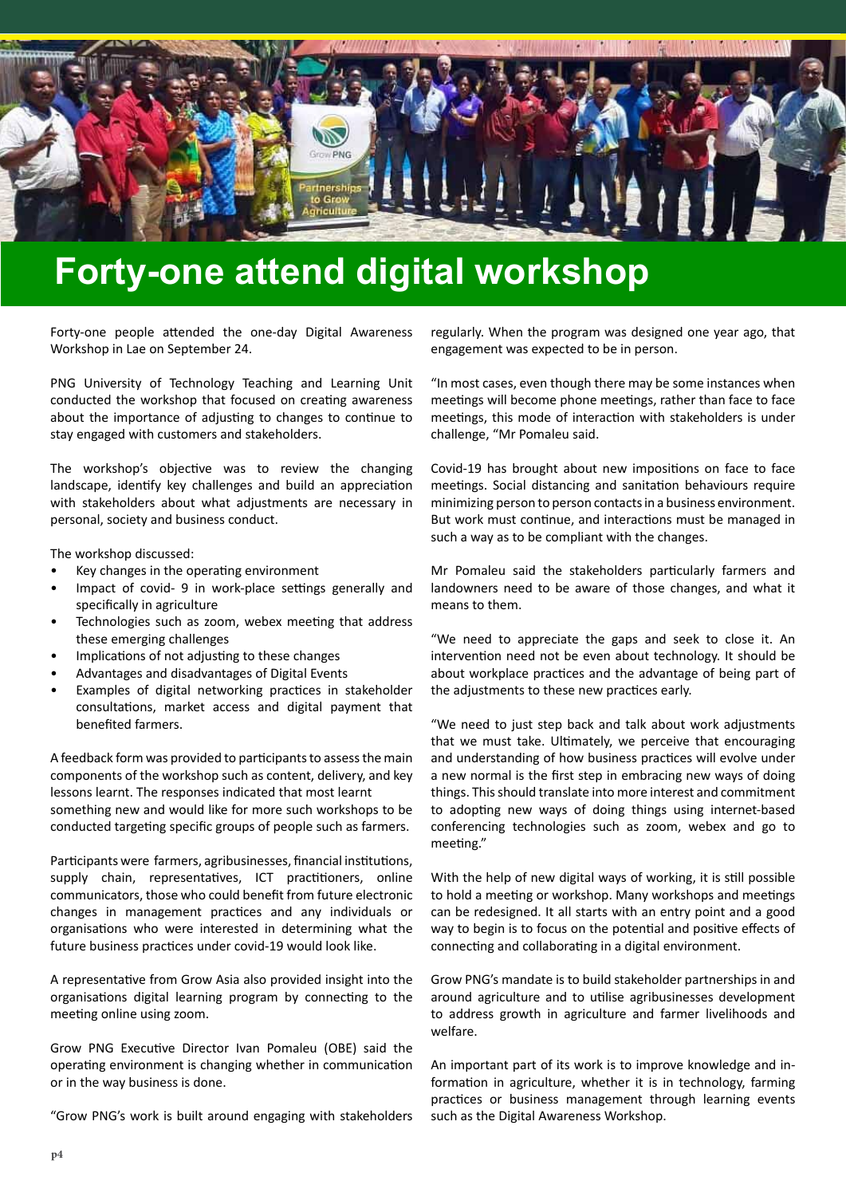# Forty-one attend digital workshop

Forty-one people attended the one-day Digital Awareness Workshop in Lae on September 24.

PNG University of Technology Teaching and Learning Unit conducted the workshop that focused on creating awareness about the importance of adjusting to changes to continue to stay engaged with customers and stakeholders.

The workshop's objective was to review the changing landscape, identify key challenges and build an appreciation with stakeholders about what adjustments are necessary in personal, society and business conduct.

The workshop discussed:

- Key changes in the operating environment
- Impact of covid- 9 in work-place settings generally and specifically in agriculture
- Technologies such as zoom, webex meeting that address these emerging challenges
- Implications of not adjusting to these changes
- Advantages and disadvantages of Digital Events
- Examples of digital networking practices in stakeholder consultations, market access and digital payment that benefited farmers.

A feedback form was provided to participants to assess the main components of the workshop such as content, delivery, and key lessons learnt. The responses indicated that most learnt something new and would like for more such workshops to be conducted targeting specific groups of people such as farmers.

Participants were farmers, agribusinesses, financial institutions, supply chain, representatives, ICT practitioners, online communicators, those who could benefit from future electronic changes in management practices and any individuals or organisations who were interested in determining what the future business practices under covid-19 would look like.

A representative from Grow Asia also provided insight into the organisations digital learning program by connecting to the meeting online using zoom.

Grow PNG Executive Director Ivan Pomaleu (OBE) said the operating environment is changing whether in communication or in the way business is done.

"Grow PNG's work is built around engaging with stakeholders regularly. When the program was designed one year ago, that engagement was expected to be in person.

"In most cases, even though there may be some instances when meetings will become phone meetings, rather than face to face meetings, this mode of interaction with stakeholders is under challenge, "Mr Pomaleu said.

Covid-19 has brought about new impositions on face to face meetings. Social distancing and sanitation behaviours require minimizing person to person contacts in a business environment. But work must continue, and interactions must be managed in such a way as to be compliant with the changes.

Mr Pomaleu said the stakeholders particularly farmers and landowners need to be aware of those changes, and what it means to them.

"We need to appreciate the gaps and seek to close it. An intervention need not be even about technology. It should be about workplace practices and the advantage of being part of the adjustments to these new practices early.

"We need to just step back and talk about work adjustments that we must take. Ultimately, we perceive that encouraging and understanding of how business practices will evolve under a new normal is the first step in embracing new ways of doing things. This should translate into more interest and commitment to adopting new ways of doing things using internet-based conferencing technologies such as zoom, webex and go to meeting."

With the help of new digital ways of working, it is still possible to hold a meeting or workshop. Many workshops and meetings can be redesigned. It all starts with an entry point and a good way to begin is to focus on the potential and positive effects of connecting and collaborating in a digital environment.

Grow PNG's mandate is to build stakeholder partnerships in and around agriculture and to utilise agribusinesses development to address growth in agriculture and farmer livelihoods and welfare.

An important part of its work is to improve knowledge and information in agriculture, whether it is in technology, farming practices or business management through learning events such as the Digital Awareness Workshop.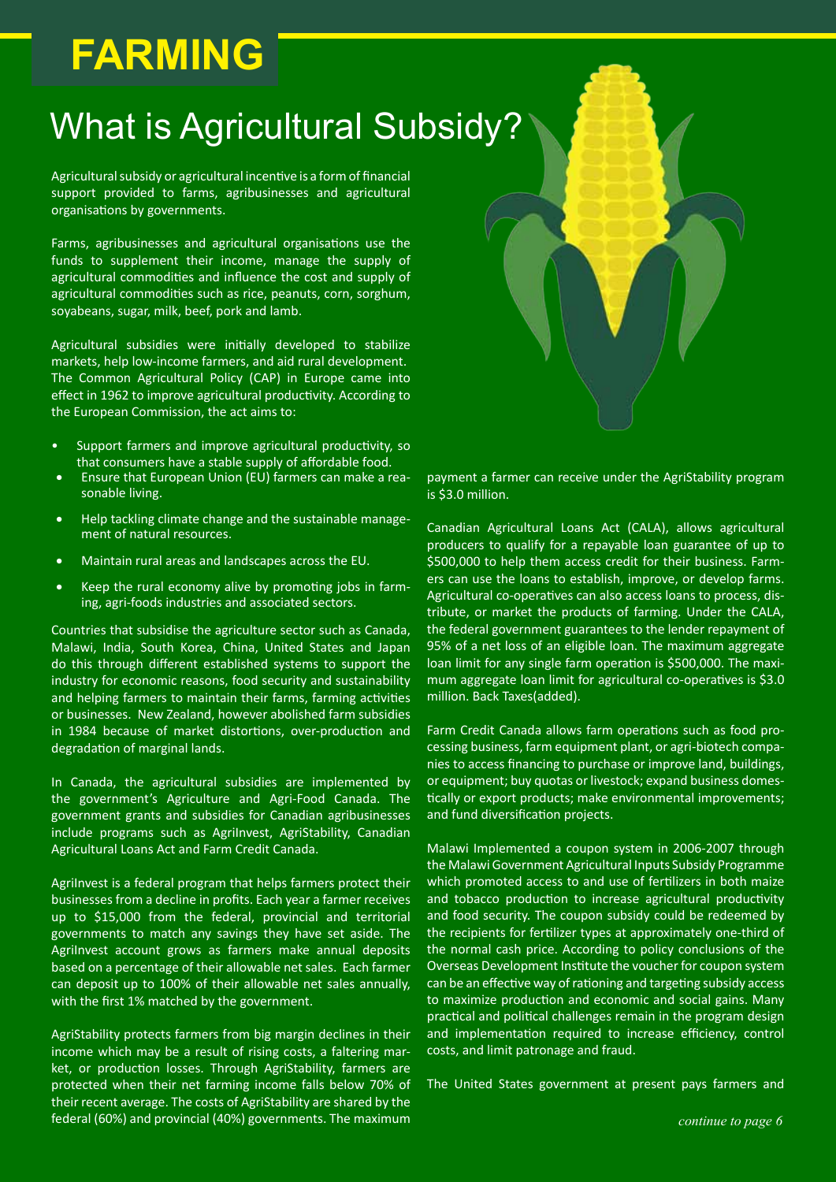# FARMING

## What is Agricultural Subsidy?

Agricultural subsidy or agricultural incentive is a form of financial support provided to farms, agribusinesses and agricultural organisations by governments.

Farms, agribusinesses and agricultural organisations use the funds to supplement their income, manage the supply of agricultural commodities and influence the cost and supply of agricultural commodities such as rice, peanuts, corn, sorghum, soyabeans, sugar, milk, beef, pork and lamb.

Agricultural subsidies were initially developed to stabilize markets, help low-income farmers, and aid rural development. The Common Agricultural Policy (CAP) in Europe came into effect in 1962 to improve agricultural productivity. According to the European Commission, the act aims to:

- Support farmers and improve agricultural productivity, so that consumers have a stable supply of affordable food.
- Ensure that European Union (EU) farmers can make a reasonable living.
- Help tackling climate change and the sustainable management of natural resources.
- Maintain rural areas and landscapes across the EU.
- Keep the rural economy alive by promoting jobs in farming, agri-foods industries and associated sectors.

Countries that subsidise the agriculture sector such as Canada, Malawi, India, South Korea, China, United States and Japan do this through different established systems to support the industry for economic reasons, food security and sustainability and helping farmers to maintain their farms, farming activities or businesses. New Zealand, however abolished farm subsidies in 1984 because of market distortions, over-production and degradation of marginal lands.

In Canada, the agricultural subsidies are implemented by the government's Agriculture and Agri-Food Canada. The government grants and subsidies for Canadian agribusinesses include programs such as AgriInvest, AgriStability, Canadian Agricultural Loans Act and Farm Credit Canada.

AgriInvest is a federal program that helps farmers protect their businesses from a decline in profits. Each year a farmer receives up to $15,000 from the federal, provincial and territorial governments to match any savings they have set aside. The AgriInvest account grows as farmers make annual deposits based on a percentage of their allowable net sales. Each farmer can deposit up to 100% of their allowable net sales annually, with the first 1% matched by the government.

AgriStability protects farmers from big margin declines in their income which may be a result of rising costs, a faltering market, or production losses. Through AgriStability, farmers are protected when their net farming income falls below 70% of their recent average. The costs of AgriStability are shared by the federal (60%) and provincial (40%) governments. The maximum payment a farmer can receive under the AgriStability program is $3.0 million.

Canadian Agricultural Loans Act (CALA), allows agricultural producers to qualify for a repayable loan guarantee of up to $500,000 to help them access credit for their business. Farmers can use the loans to establish, improve, or develop farms. Agricultural co-operatives can also access loans to process, distribute, or market the products of farming. Under the CALA, the federal government guarantees to the lender repayment of 95% of a net loss of an eligible loan. The maximum aggregate loan limit for any single farm operation is $500,000. The maximum aggregate loan limit for agricultural co-operatives is $3.0 million. Back Taxes(added).

Farm Credit Canada allows farm operations such as food processing business, farm equipment plant, or agri-biotech companies to access financing to purchase or improve land, buildings, or equipment; buy quotas or livestock; expand business domestically or export products; make environmental improvements; and fund diversification projects.

Malawi Implemented a coupon system in 2006-2007 through the Malawi Government Agricultural Inputs Subsidy Programme which promoted access to and use of fertilizers in both maize and tobacco production to increase agricultural productivity and food security. The coupon subsidy could be redeemed by the recipients for fertilizer types at approximately one-third of the normal cash price. According to policy conclusions of the Overseas Development Institute the voucher for coupon system can be an effective way of rationing and targeting subsidy access to maximize production and economic and social gains. Many practical and political challenges remain in the program design and implementation required to increase efficiency, control costs, and limit patronage and fraud.

The United States government at present pays farmers and

*continue to page 6*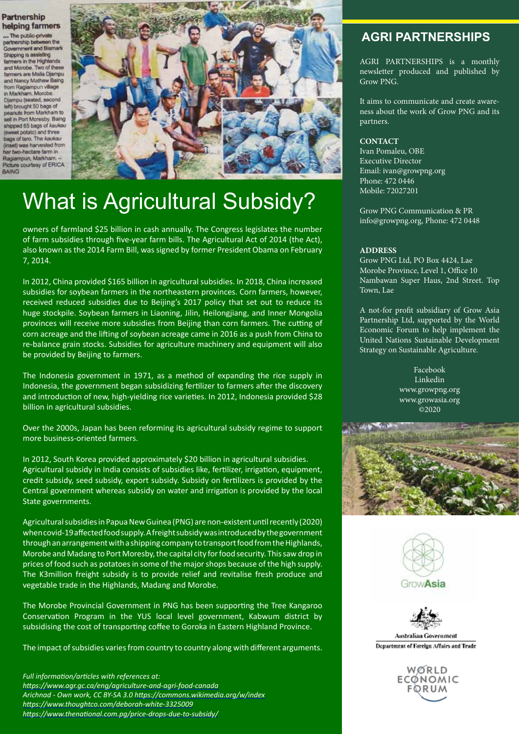**Partnership helping farmers**

... The public-private partnership between the Government and Bismark Shipping is assisting farmers in the Highlands and Morobe. Two of these farmers are Malia Djampu and Nancy Mathew Baing from Ragiampun village in Markham, Morobe. Djampu (seated, second left) brought 50 bags of peanuts from Markham to sell in Port Moresby. Baing shipped 65 bags of *kaukau* (sweet potato) and three bags of taro. The *kaukau* (inset) was harvested from her two-hectare farm in Ragiampun, Markham. – Picture courtesy of ERICA BAING

# What is Agricultural Subsidy?

owners of farmland $25 billion in cash annually. The Congress legislates the number of farm subsidies through five-year farm bills. The Agricultural Act of 2014 (the Act), also known as the 2014 Farm Bill, was signed by former President Obama on February 7, 2014.

In 2012, China provided $165 billion in agricultural subsidies. In 2018, China increased subsidies for soybean farmers in the northeastern provinces. Corn farmers, however, received reduced subsidies due to Beijing's 2017 policy that set out to reduce its huge stockpile. Soybean farmers in Liaoning, Jilin, Heilongjiang, and Inner Mongolia provinces will receive more subsidies from Beijing than corn farmers. The cutting of corn acreage and the lifting of soybean acreage came in 2016 as a push from China to re-balance grain stocks. Subsidies for agriculture machinery and equipment will also be provided by Beijing to farmers.

The Indonesia government in 1971, as a method of expanding the rice supply in Indonesia, the government began subsidizing fertilizer to farmers after the discovery and introduction of new, high-yielding rice varieties. In 2012, Indonesia provided $28 billion in agricultural subsidies.

Over the 2000s, Japan has been reforming its agricultural subsidy regime to support more business-oriented farmers.

In 2012, South Korea provided approximately $20 billion in agricultural subsidies. Agricultural subsidy in India consists of subsidies like, fertilizer, irrigation, equipment, credit subsidy, seed subsidy, export subsidy. Subsidy on fertilizers is provided by the Central government whereas subsidy on water and irrigation is provided by the local State governments.

Agricultural subsidies in Papua New Guinea (PNG) are non-existent until recently (2020) when covid-19 affected food supply. A freight subsidy was introduced by the government through an arrangement with a shipping company to transport food from the Highlands, Morobe and Madang to Port Moresby, the capital city for food security. This saw drop in prices of food such as potatoes in some of the major shops because of the high supply. The K3million freight subsidy is to provide relief and revitalise fresh produce and vegetable trade in the Highlands, Madang and Morobe.

The Morobe Provincial Government in PNG has been supporting the Tree Kangaroo Conservation Program in the YUS local level government, Kabwum district by subsidising the cost of transporting coffee to Goroka in Eastern Highland Province.

The impact of subsidies varies from country to country along with different arguments.

*Full information/articles with references at:*
*https://www.agr.gc.ca/eng/agriculture-and-agri-food-canada*
*Arichnad - Own work, CC BY-SA 3.0 https://commons.wikimedia.org/w/index*
*https://www.thoughtco.com/deborah-white-3325009*
*https://www.thenational.com.pg/price-drops-due-to-subsidy/*

## AGRI PARTNERSHIPS

AGRI PARTNERSHIPS is a monthly newsletter produced and published by Grow PNG.

It aims to communicate and create awareness about the work of Grow PNG and its partners.

**CONTACT**
Ivan Pomaleu, OBE
Executive Director
Email: ivan@growpng.org
Phone: 472 0446
Mobile: 72027201

Grow PNG Communication & PR
info@growpng.org, Phone: 472 0448

**ADDRESS**
Grow PNG Ltd, PO Box 4424, Lae
Morobe Province, Level 1, Office 10
Nambawan Super Haus, 2nd Street. Top Town, Lae

A not-for profit subsidiary of Grow Asia Partnership Ltd, supported by the World Economic Forum to help implement the United Nations Sustainable Development Strategy on Sustainable Agriculture.

Facebook
Linkedin
www.growpng.org
www.growasia.org
©2020

GrowAsia

Australian Government
Department of Foreign Affairs and Trade

WORLD ECONOMIC FORUM